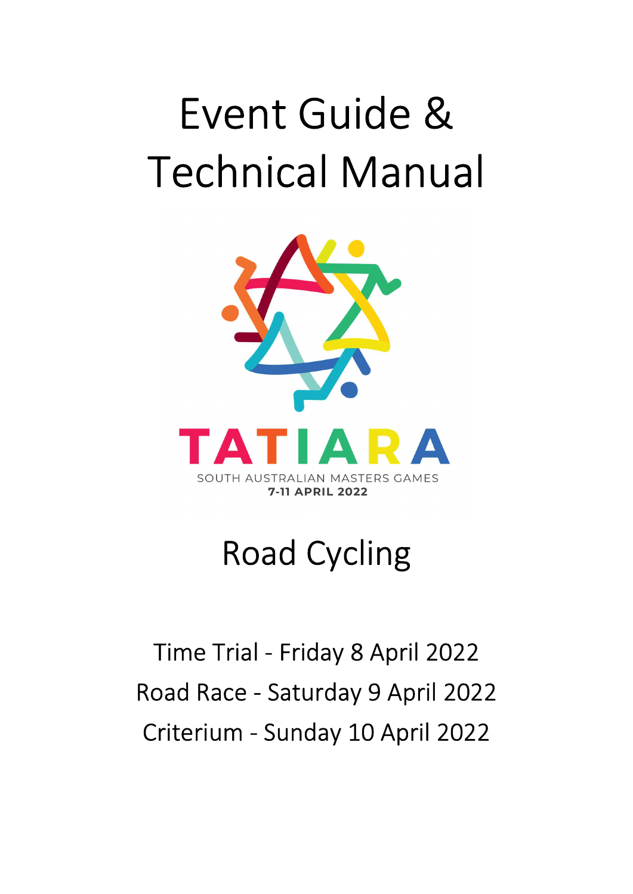# Event Guide & Technical Manual

TATIARA

SOUTH AUSTRALIAN MASTERS GAMES

7-11 APRIL 2022

## Road Cycling

Time Trial - Friday 8 April 2022

Road Race - Saturday 9 April 2022

Criterium - Sunday 10 April 2022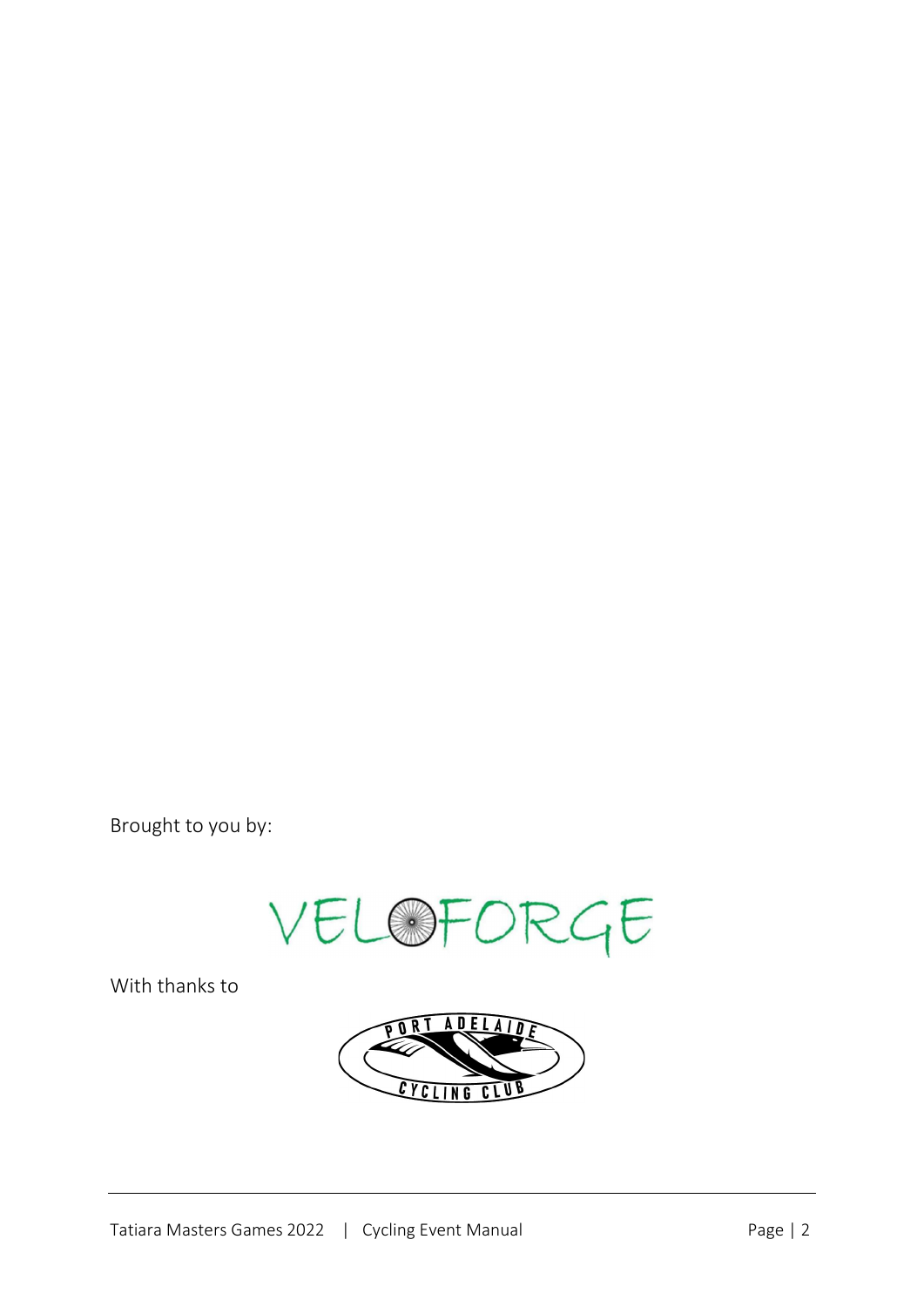Brought to you by:

VELOFORGE

With thanks to

PORT ADELAIDE CYCLING CLUB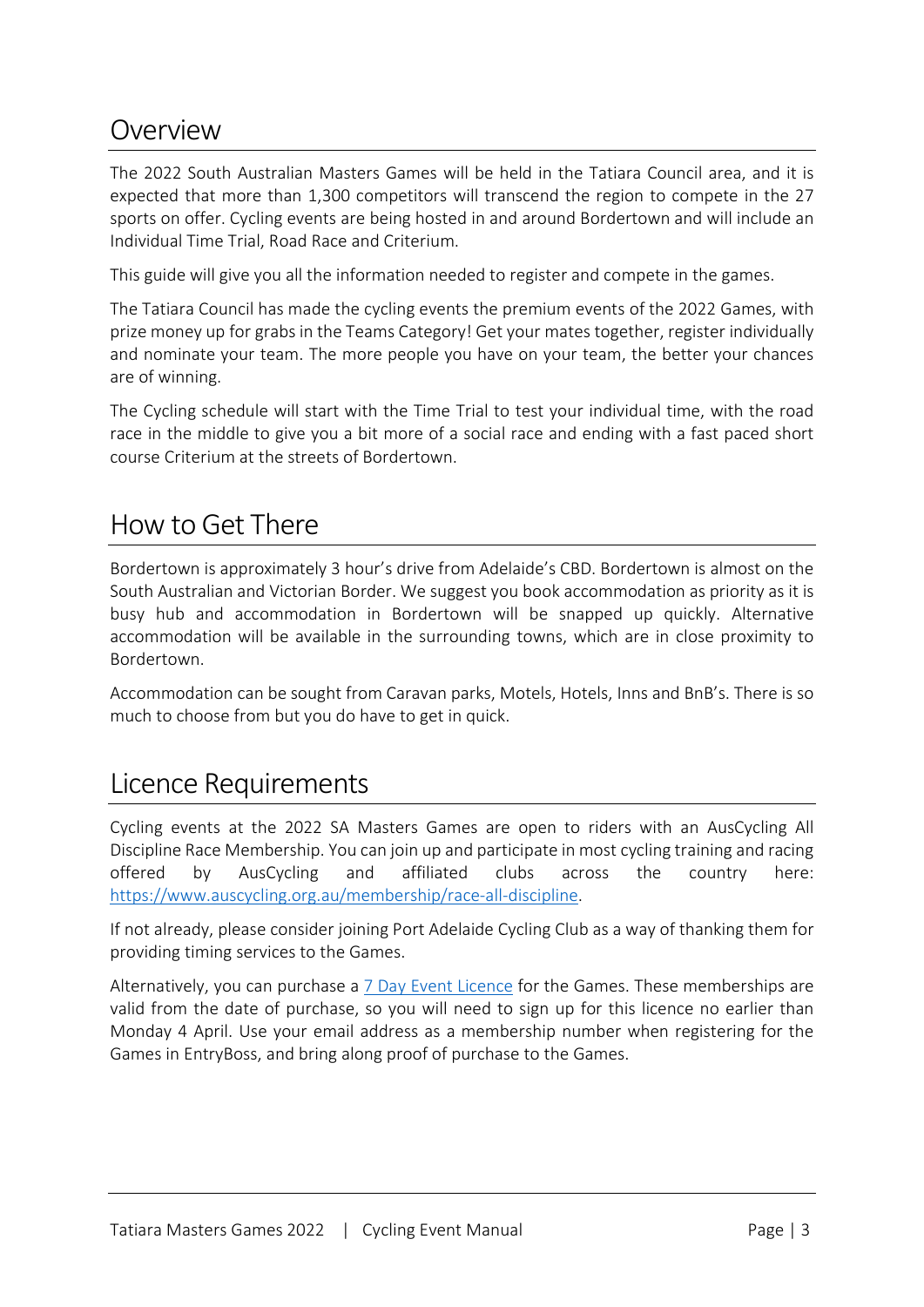## Overview

The 2022 South Australian Masters Games will be held in the Tatiara Council area, and it is expected that more than 1,300 competitors will transcend the region to compete in the 27 sports on offer. Cycling events are being hosted in and around Bordertown and will include an Individual Time Trial, Road Race and Criterium.

This guide will give you all the information needed to register and compete in the games.

The Tatiara Council has made the cycling events the premium events of the 2022 Games, with prize money up for grabs in the Teams Category! Get your mates together, register individually and nominate your team. The more people you have on your team, the better your chances are of winning.

The Cycling schedule will start with the Time Trial to test your individual time, with the road race in the middle to give you a bit more of a social race and ending with a fast paced short course Criterium at the streets of Bordertown.

## How to Get There

Bordertown is approximately 3 hour's drive from Adelaide's CBD. Bordertown is almost on the South Australian and Victorian Border. We suggest you book accommodation as priority as it is busy hub and accommodation in Bordertown will be snapped up quickly. Alternative accommodation will be available in the surrounding towns, which are in close proximity to Bordertown.

Accommodation can be sought from Caravan parks, Motels, Hotels, Inns and BnB's. There is so much to choose from but you do have to get in quick.

## Licence Requirements

Cycling events at the 2022 SA Masters Games are open to riders with an AusCycling All Discipline Race Membership. You can join up and participate in most cycling training and racing offered by AusCycling and affiliated clubs across the country here: https://www.auscycling.org.au/membership/race-all-discipline.

If not already, please consider joining Port Adelaide Cycling Club as a way of thanking them for providing timing services to the Games.

Alternatively, you can purchase a 7 Day Event Licence for the Games. These memberships are valid from the date of purchase, so you will need to sign up for this licence no earlier than Monday 4 April. Use your email address as a membership number when registering for the Games in EntryBoss, and bring along proof of purchase to the Games.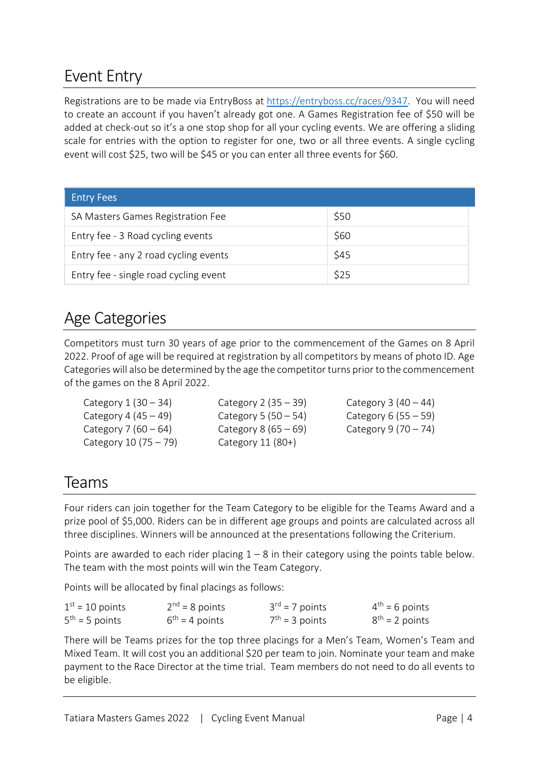## Event Entry

Registrations are to be made via EntryBoss at [https://entryboss.cc/races/9347](https://entryboss.cc/races/9347). You will need to create an account if you haven't already got one. A Games Registration fee of $50 will be added at check-out so it's a one stop shop for all your cycling events. We are offering a sliding scale for entries with the option to register for one, two or all three events. A single cycling event will cost $25, two will be $45 or you can enter all three events for $60.

| Entry Fees | |
|---|---|
| SA Masters Games Registration Fee | $50 |
| Entry fee - 3 Road cycling events | $60 |
| Entry fee - any 2 road cycling events | $45 |
| Entry fee - single road cycling event | $25 |

## Age Categories

Competitors must turn 30 years of age prior to the commencement of the Games on 8 April 2022. Proof of age will be required at registration by all competitors by means of photo ID. Age Categories will also be determined by the age the competitor turns prior to the commencement of the games on the 8 April 2022.

- Category 1 (30 – 34)
- Category 2 (35 – 39)
- Category 3 (40 – 44)
- Category 4 (45 – 49)
- Category 5 (50 – 54)
- Category 6 (55 – 59)
- Category 7 (60 – 64)
- Category 8 (65 – 69)
- Category 9 (70 – 74)
- Category 10 (75 – 79)
- Category 11 (80+)

## Teams

Four riders can join together for the Team Category to be eligible for the Teams Award and a prize pool of $5,000. Riders can be in different age groups and points are calculated across all three disciplines. Winners will be announced at the presentations following the Criterium.

Points are awarded to each rider placing 1 – 8 in their category using the points table below. The team with the most points will win the Team Category.

Points will be allocated by final placings as follows:

- 1st = 10 points
- 2nd = 8 points
- 3rd = 7 points
- 4th = 6 points
- 5th = 5 points
- 6th = 4 points
- 7th = 3 points
- 8th = 2 points

There will be Teams prizes for the top three placings for a Men's Team, Women's Team and Mixed Team. It will cost you an additional $20 per team to join. Nominate your team and make payment to the Race Director at the time trial. Team members do not need to do all events to be eligible.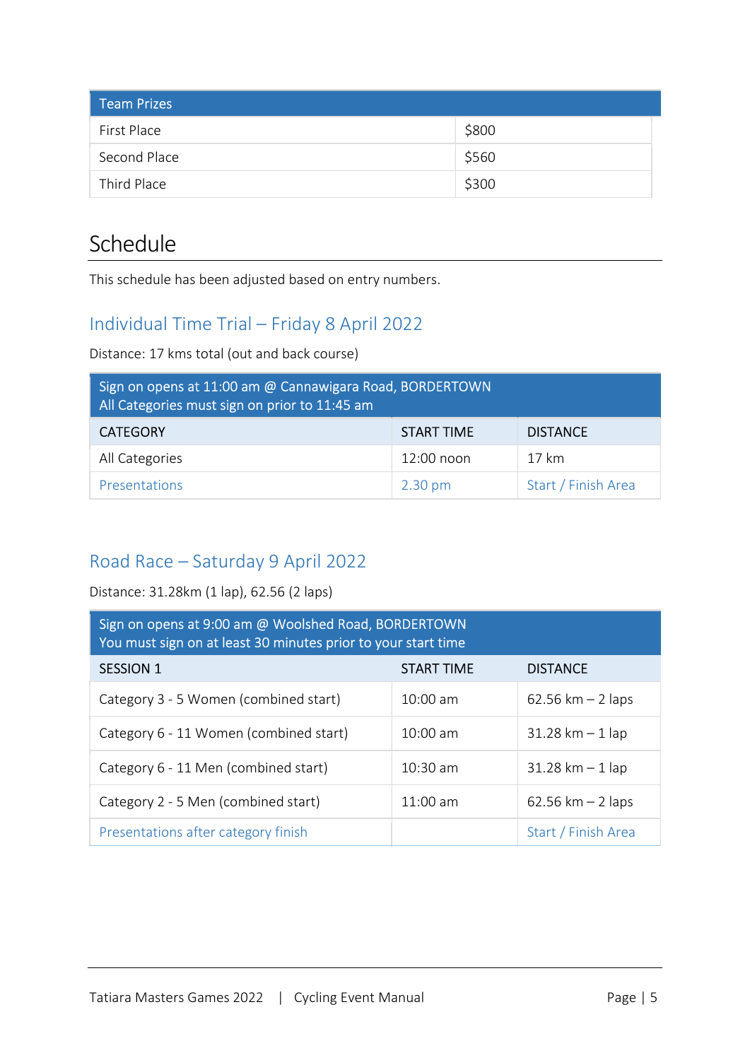| Team Prizes | |
|---|---|
| First Place | $800 |
| Second Place | $560 |
| Third Place | $300 |

# Schedule

This schedule has been adjusted based on entry numbers.

## Individual Time Trial – Friday 8 April 2022

Distance: 17 kms total (out and back course)

| Sign on opens at 11:00 am @ Cannawigara Road, BORDERTOWN<br>All Categories must sign on prior to 11:45 am | | |
|---|---|---|
| CATEGORY | START TIME | DISTANCE |
| All Categories | 12:00 noon | 17 km |
| Presentations | 2.30 pm | Start / Finish Area |

## Road Race – Saturday 9 April 2022

Distance: 31.28km (1 lap), 62.56 (2 laps)

| Sign on opens at 9:00 am @ Woolshed Road, BORDERTOWN<br>You must sign on at least 30 minutes prior to your start time | | |
|---|---|---|
| SESSION 1 | START TIME | DISTANCE |
| Category 3 - 5 Women (combined start) | 10:00 am | 62.56 km – 2 laps |
| Category 6 - 11 Women (combined start) | 10:00 am | 31.28 km – 1 lap |
| Category 6 - 11 Men (combined start) | 10:30 am | 31.28 km – 1 lap |
| Category 2 - 5 Men (combined start) | 11:00 am | 62.56 km – 2 laps |
| Presentations after category finish | | Start / Finish Area |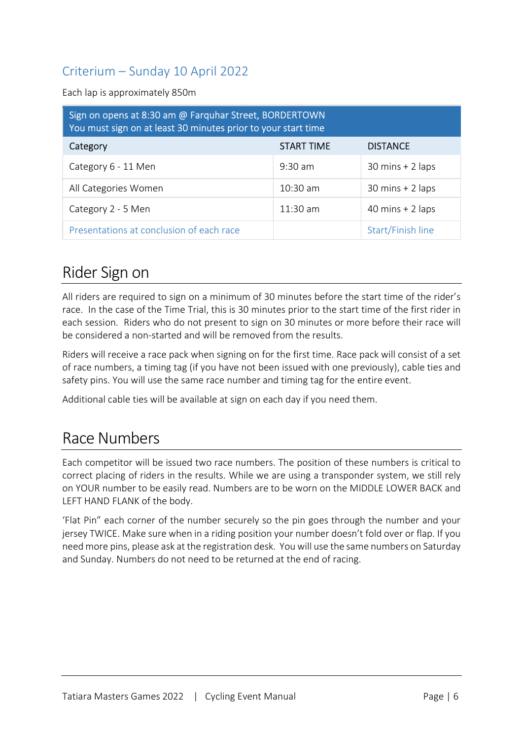## Criterium – Sunday 10 April 2022

Each lap is approximately 850m

| Sign on opens at 8:30 am @ Farquhar Street, BORDERTOWN<br>You must sign on at least 30 minutes prior to your start time | | |
|---|---|---|
| Category | START TIME | DISTANCE |
| Category 6 - 11 Men | 9:30 am | 30 mins + 2 laps |
| All Categories Women | 10:30 am | 30 mins + 2 laps |
| Category 2 - 5 Men | 11:30 am | 40 mins + 2 laps |
| Presentations at conclusion of each race | | Start/Finish line |

# Rider Sign on

All riders are required to sign on a minimum of 30 minutes before the start time of the rider's race. In the case of the Time Trial, this is 30 minutes prior to the start time of the first rider in each session. Riders who do not present to sign on 30 minutes or more before their race will be considered a non-started and will be removed from the results.

Riders will receive a race pack when signing on for the first time. Race pack will consist of a set of race numbers, a timing tag (if you have not been issued with one previously), cable ties and safety pins. You will use the same race number and timing tag for the entire event.

Additional cable ties will be available at sign on each day if you need them.

# Race Numbers

Each competitor will be issued two race numbers. The position of these numbers is critical to correct placing of riders in the results. While we are using a transponder system, we still rely on YOUR number to be easily read. Numbers are to be worn on the MIDDLE LOWER BACK and LEFT HAND FLANK of the body.

'Flat Pin" each corner of the number securely so the pin goes through the number and your jersey TWICE. Make sure when in a riding position your number doesn't fold over or flap. If you need more pins, please ask at the registration desk. You will use the same numbers on Saturday and Sunday. Numbers do not need to be returned at the end of racing.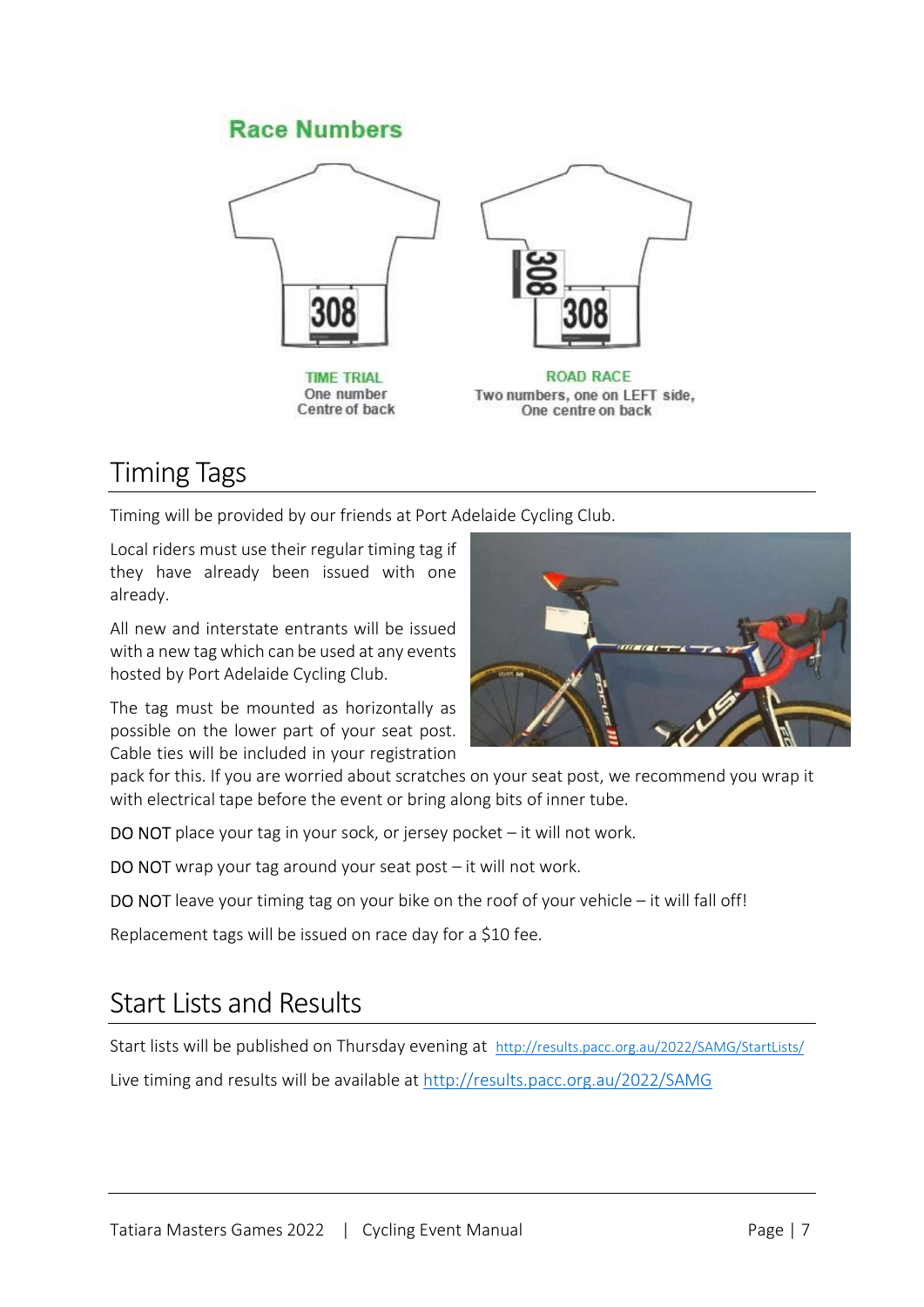## Race Numbers

TIME TRIAL
One number
Centre of back

ROAD RACE
Two numbers, one on LEFT side,
One centre on back

# Timing Tags

Timing will be provided by our friends at Port Adelaide Cycling Club.

Local riders must use their regular timing tag if they have already been issued with one already.

All new and interstate entrants will be issued with a new tag which can be used at any events hosted by Port Adelaide Cycling Club.

The tag must be mounted as horizontally as possible on the lower part of your seat post. Cable ties will be included in your registration pack for this. If you are worried about scratches on your seat post, we recommend you wrap it with electrical tape before the event or bring along bits of inner tube.

DO NOT place your tag in your sock, or jersey pocket – it will not work.

DO NOT wrap your tag around your seat post – it will not work.

DO NOT leave your timing tag on your bike on the roof of your vehicle – it will fall off!

Replacement tags will be issued on race day for a $10 fee.

# Start Lists and Results

Start lists will be published on Thursday evening at http://results.pacc.org.au/2022/SAMG/StartLists/

Live timing and results will be available at http://results.pacc.org.au/2022/SAMG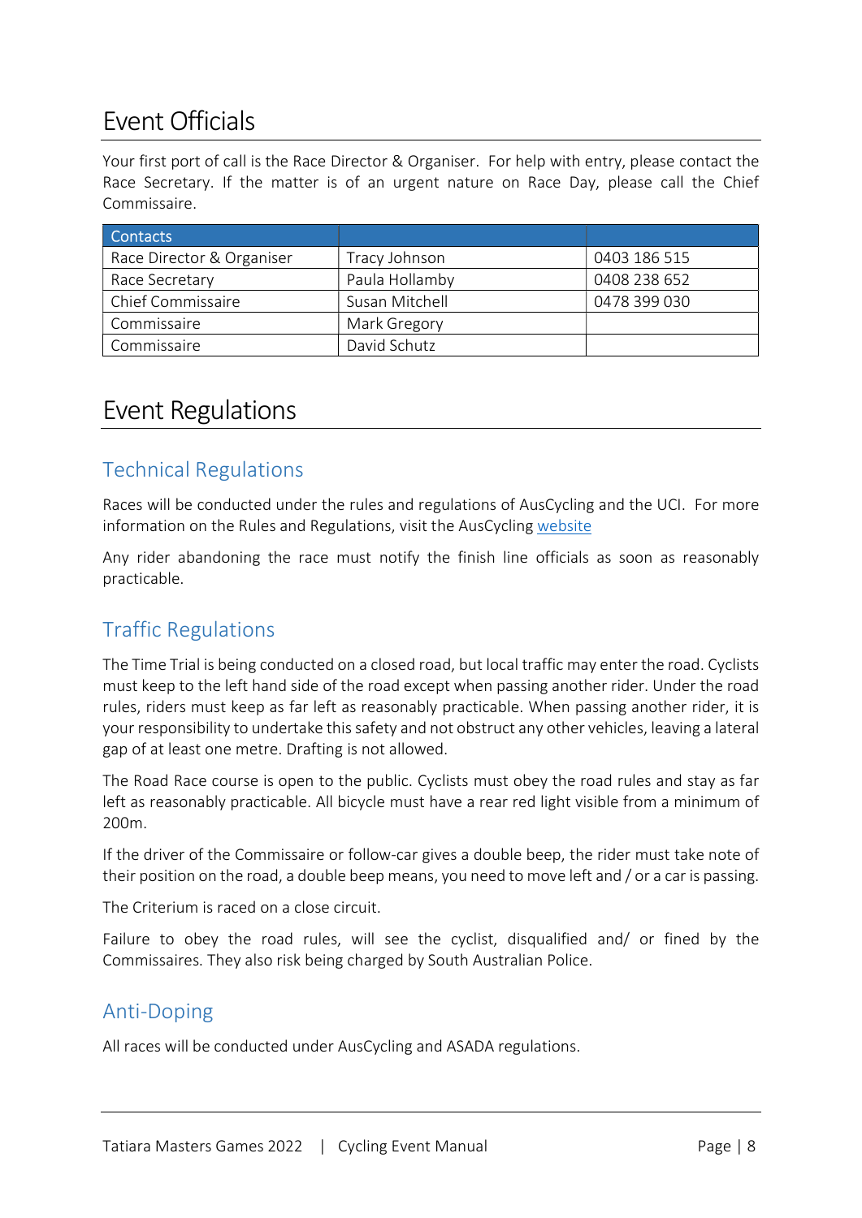# Event Officials

Your first port of call is the Race Director & Organiser. For help with entry, please contact the Race Secretary. If the matter is of an urgent nature on Race Day, please call the Chief Commissaire.

| Contacts | | |
|---|---|---|
| Race Director & Organiser | Tracy Johnson | 0403 186 515 |
| Race Secretary | Paula Hollamby | 0408 238 652 |
| Chief Commissaire | Susan Mitchell | 0478 399 030 |
| Commissaire | Mark Gregory | |
| Commissaire | David Schutz | |

# Event Regulations

## Technical Regulations

Races will be conducted under the rules and regulations of AusCycling and the UCI. For more information on the Rules and Regulations, visit the AusCycling website

Any rider abandoning the race must notify the finish line officials as soon as reasonably practicable.

## Traffic Regulations

The Time Trial is being conducted on a closed road, but local traffic may enter the road. Cyclists must keep to the left hand side of the road except when passing another rider. Under the road rules, riders must keep as far left as reasonably practicable. When passing another rider, it is your responsibility to undertake this safety and not obstruct any other vehicles, leaving a lateral gap of at least one metre. Drafting is not allowed.

The Road Race course is open to the public. Cyclists must obey the road rules and stay as far left as reasonably practicable. All bicycle must have a rear red light visible from a minimum of 200m.

If the driver of the Commissaire or follow-car gives a double beep, the rider must take note of their position on the road, a double beep means, you need to move left and / or a car is passing.

The Criterium is raced on a close circuit.

Failure to obey the road rules, will see the cyclist, disqualified and/ or fined by the Commissaires. They also risk being charged by South Australian Police.

## Anti-Doping

All races will be conducted under AusCycling and ASADA regulations.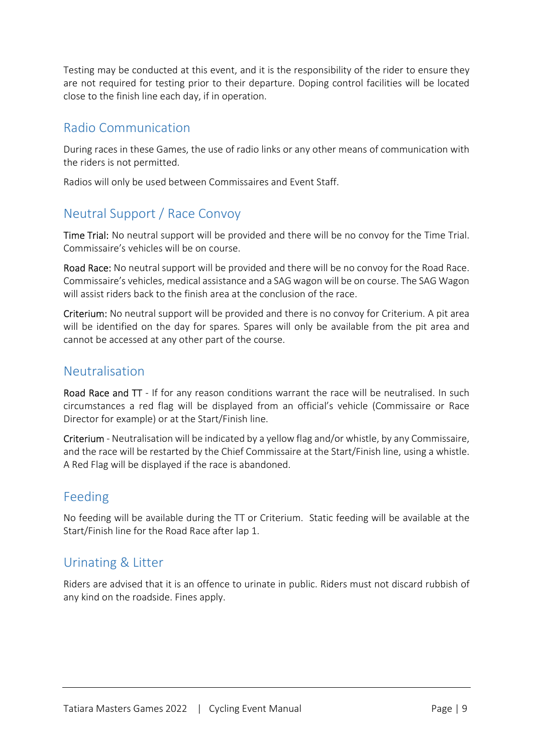Testing may be conducted at this event, and it is the responsibility of the rider to ensure they are not required for testing prior to their departure. Doping control facilities will be located close to the finish line each day, if in operation.

## Radio Communication

During races in these Games, the use of radio links or any other means of communication with the riders is not permitted.

Radios will only be used between Commissaires and Event Staff.

## Neutral Support / Race Convoy

Time Trial: No neutral support will be provided and there will be no convoy for the Time Trial. Commissaire's vehicles will be on course.

Road Race: No neutral support will be provided and there will be no convoy for the Road Race. Commissaire's vehicles, medical assistance and a SAG wagon will be on course. The SAG Wagon will assist riders back to the finish area at the conclusion of the race.

Criterium: No neutral support will be provided and there is no convoy for Criterium. A pit area will be identified on the day for spares. Spares will only be available from the pit area and cannot be accessed at any other part of the course.

## Neutralisation

Road Race and TT - If for any reason conditions warrant the race will be neutralised. In such circumstances a red flag will be displayed from an official's vehicle (Commissaire or Race Director for example) or at the Start/Finish line.

Criterium - Neutralisation will be indicated by a yellow flag and/or whistle, by any Commissaire, and the race will be restarted by the Chief Commissaire at the Start/Finish line, using a whistle. A Red Flag will be displayed if the race is abandoned.

## Feeding

No feeding will be available during the TT or Criterium. Static feeding will be available at the Start/Finish line for the Road Race after lap 1.

## Urinating & Litter

Riders are advised that it is an offence to urinate in public. Riders must not discard rubbish of any kind on the roadside. Fines apply.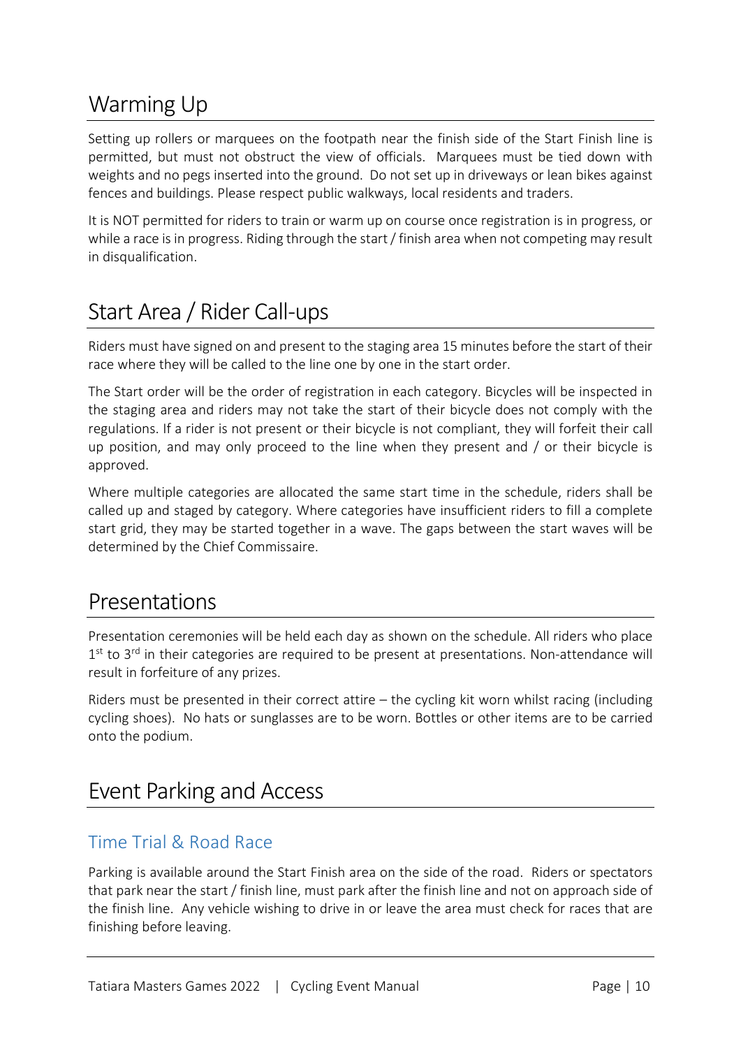## Warming Up

Setting up rollers or marquees on the footpath near the finish side of the Start Finish line is permitted, but must not obstruct the view of officials. Marquees must be tied down with weights and no pegs inserted into the ground. Do not set up in driveways or lean bikes against fences and buildings. Please respect public walkways, local residents and traders.

It is NOT permitted for riders to train or warm up on course once registration is in progress, or while a race is in progress. Riding through the start / finish area when not competing may result in disqualification.

## Start Area / Rider Call-ups

Riders must have signed on and present to the staging area 15 minutes before the start of their race where they will be called to the line one by one in the start order.

The Start order will be the order of registration in each category. Bicycles will be inspected in the staging area and riders may not take the start of their bicycle does not comply with the regulations. If a rider is not present or their bicycle is not compliant, they will forfeit their call up position, and may only proceed to the line when they present and / or their bicycle is approved.

Where multiple categories are allocated the same start time in the schedule, riders shall be called up and staged by category. Where categories have insufficient riders to fill a complete start grid, they may be started together in a wave. The gaps between the start waves will be determined by the Chief Commissaire.

## Presentations

Presentation ceremonies will be held each day as shown on the schedule. All riders who place 1st to 3rd in their categories are required to be present at presentations. Non-attendance will result in forfeiture of any prizes.

Riders must be presented in their correct attire – the cycling kit worn whilst racing (including cycling shoes). No hats or sunglasses are to be worn. Bottles or other items are to be carried onto the podium.

## Event Parking and Access

### Time Trial & Road Race

Parking is available around the Start Finish area on the side of the road. Riders or spectators that park near the start / finish line, must park after the finish line and not on approach side of the finish line. Any vehicle wishing to drive in or leave the area must check for races that are finishing before leaving.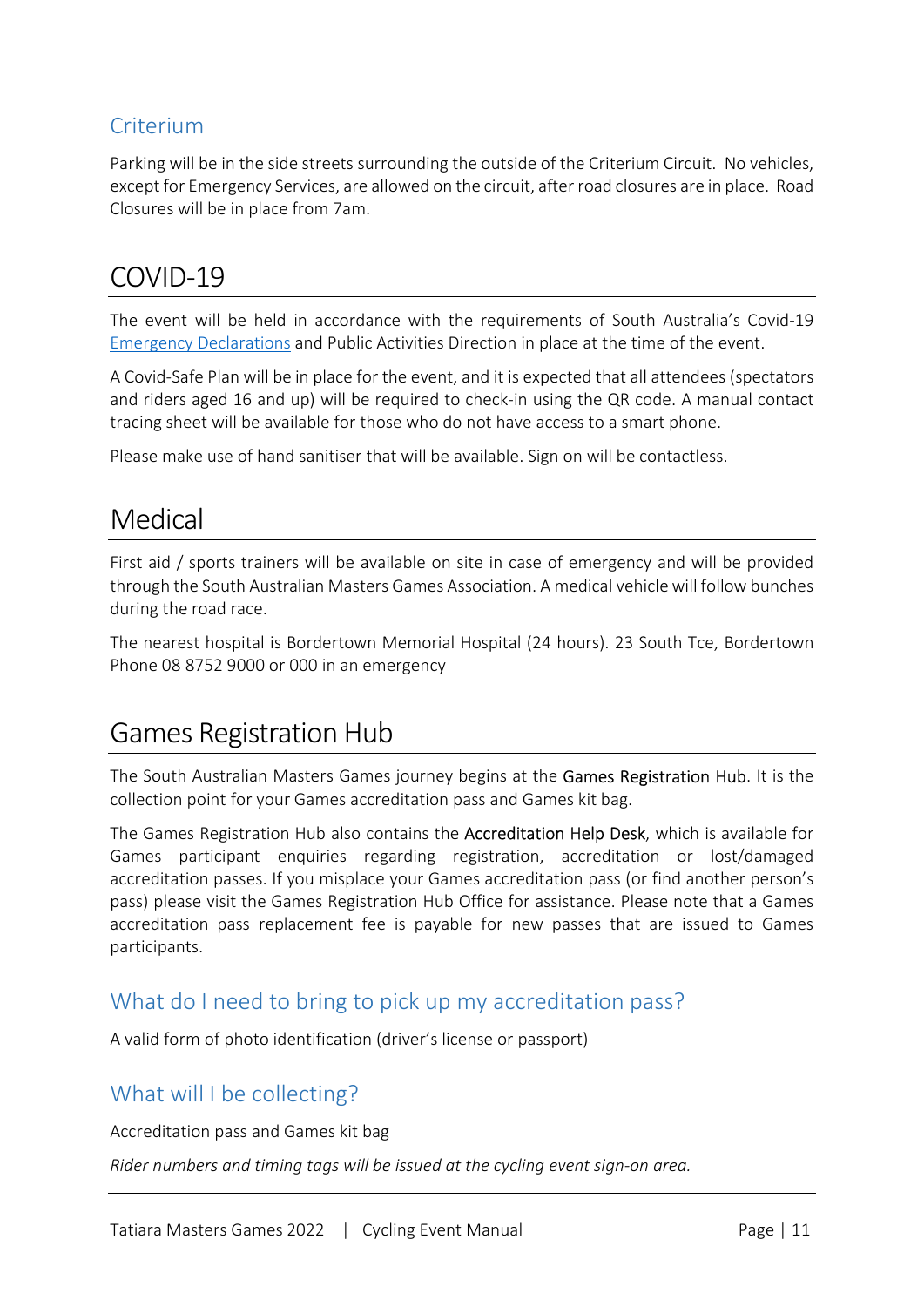### Criterium

Parking will be in the side streets surrounding the outside of the Criterium Circuit. No vehicles, except for Emergency Services, are allowed on the circuit, after road closures are in place. Road Closures will be in place from 7am.

## COVID-19

The event will be held in accordance with the requirements of South Australia's Covid-19 Emergency Declarations and Public Activities Direction in place at the time of the event.

A Covid-Safe Plan will be in place for the event, and it is expected that all attendees (spectators and riders aged 16 and up) will be required to check-in using the QR code. A manual contact tracing sheet will be available for those who do not have access to a smart phone.

Please make use of hand sanitiser that will be available. Sign on will be contactless.

## Medical

First aid / sports trainers will be available on site in case of emergency and will be provided through the South Australian Masters Games Association. A medical vehicle will follow bunches during the road race.

The nearest hospital is Bordertown Memorial Hospital (24 hours). 23 South Tce, Bordertown Phone 08 8752 9000 or 000 in an emergency

## Games Registration Hub

The South Australian Masters Games journey begins at the Games Registration Hub. It is the collection point for your Games accreditation pass and Games kit bag.

The Games Registration Hub also contains the Accreditation Help Desk, which is available for Games participant enquiries regarding registration, accreditation or lost/damaged accreditation passes. If you misplace your Games accreditation pass (or find another person's pass) please visit the Games Registration Hub Office for assistance. Please note that a Games accreditation pass replacement fee is payable for new passes that are issued to Games participants.

### What do I need to bring to pick up my accreditation pass?

A valid form of photo identification (driver's license or passport)

### What will I be collecting?

Accreditation pass and Games kit bag

*Rider numbers and timing tags will be issued at the cycling event sign-on area.*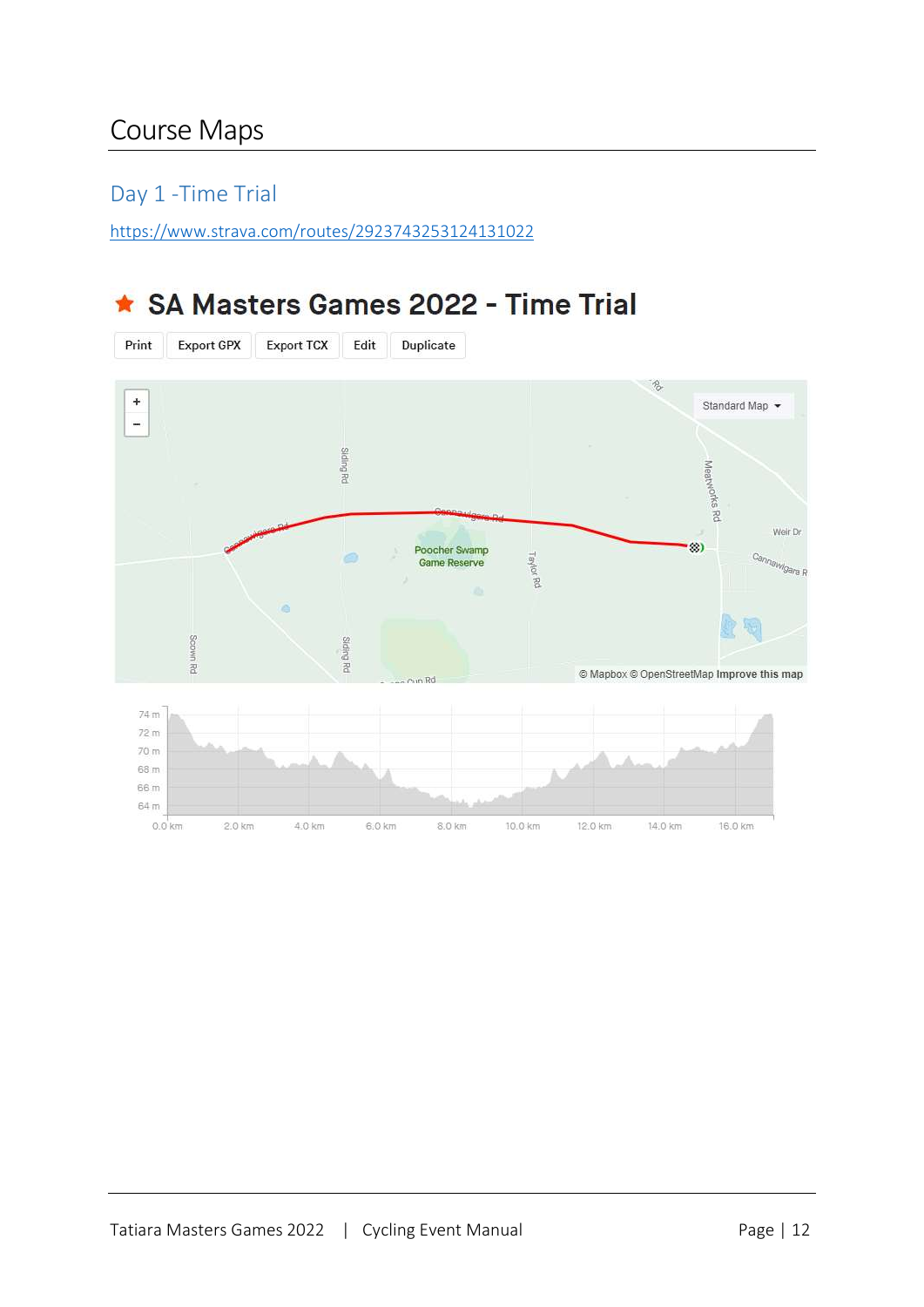# Course Maps

## Day 1 -Time Trial

https://www.strava.com/routes/2923743253124131022

### SA Masters Games 2022 - Time Trial

Print | Export GPX | Export TCX | Edit | Duplicate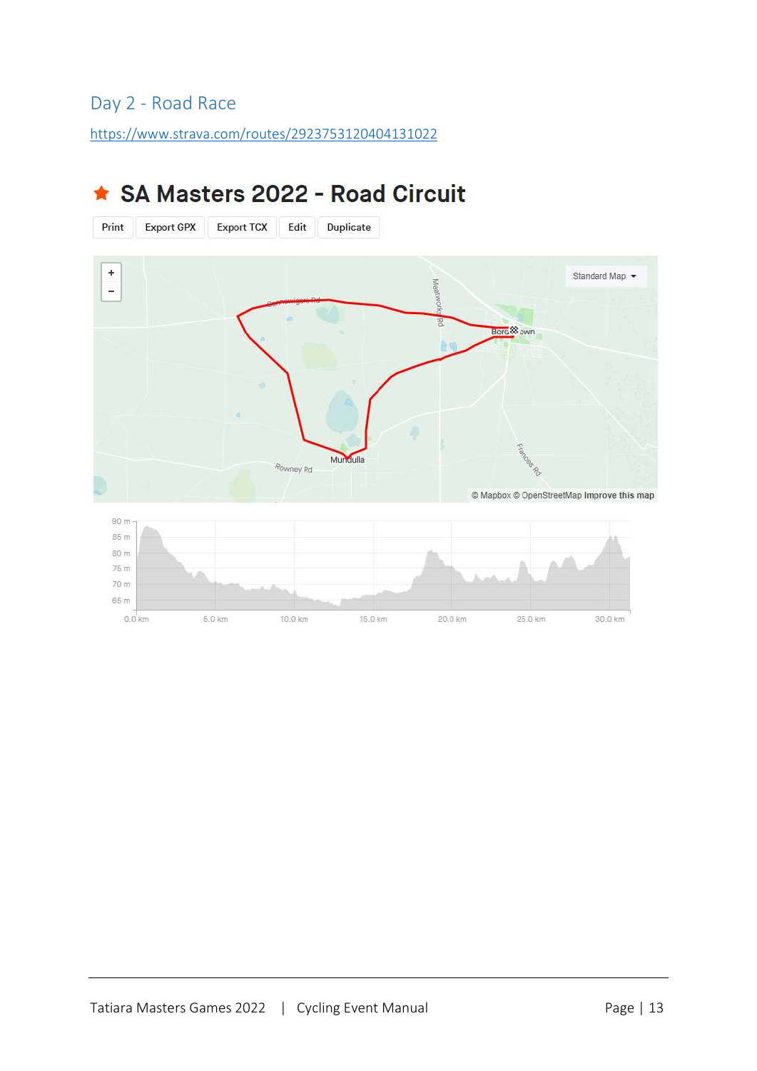## Day 2 - Road Race

https://www.strava.com/routes/2923753120404131022

# ★ SA Masters 2022 - Road Circuit

Print | Export GPX | Export TCX | Edit | Duplicate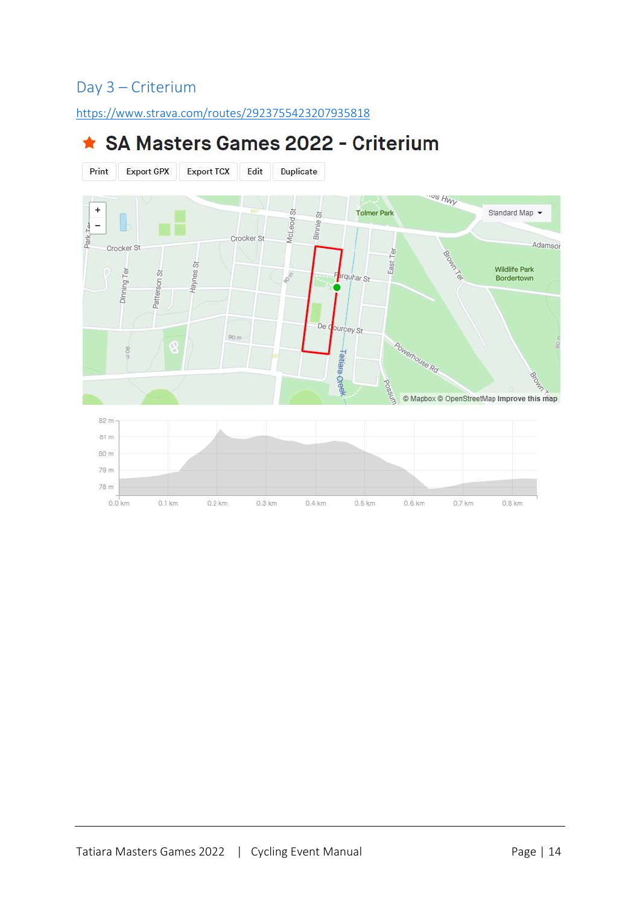## Day 3 – Criterium

https://www.strava.com/routes/2923755423207935818

★ **SA Masters Games 2022 - Criterium**

Print | Export GPX | Export TCX | Edit | Duplicate

Standard Map

Crocker St
Crocker St
McLeod St
Binnie St
Tolmer Park
Farquhar St
East Ter
De Courcey St
Tatiara Creek
Powerhouse Rd
Possum
Brown Ter
Wildlife Park Bordertown
Adamson
Dinning Ter
Patterson St
Haynes St
Park Ter
90 m

© Mapbox © OpenStreetMap Improve this map

82 m
81 m
80 m
79 m
78 m

0.0 km
0.1 km
0.2 km
0.3 km
0.4 km
0.5 km
0.6 km
0.7 km
0.8 km